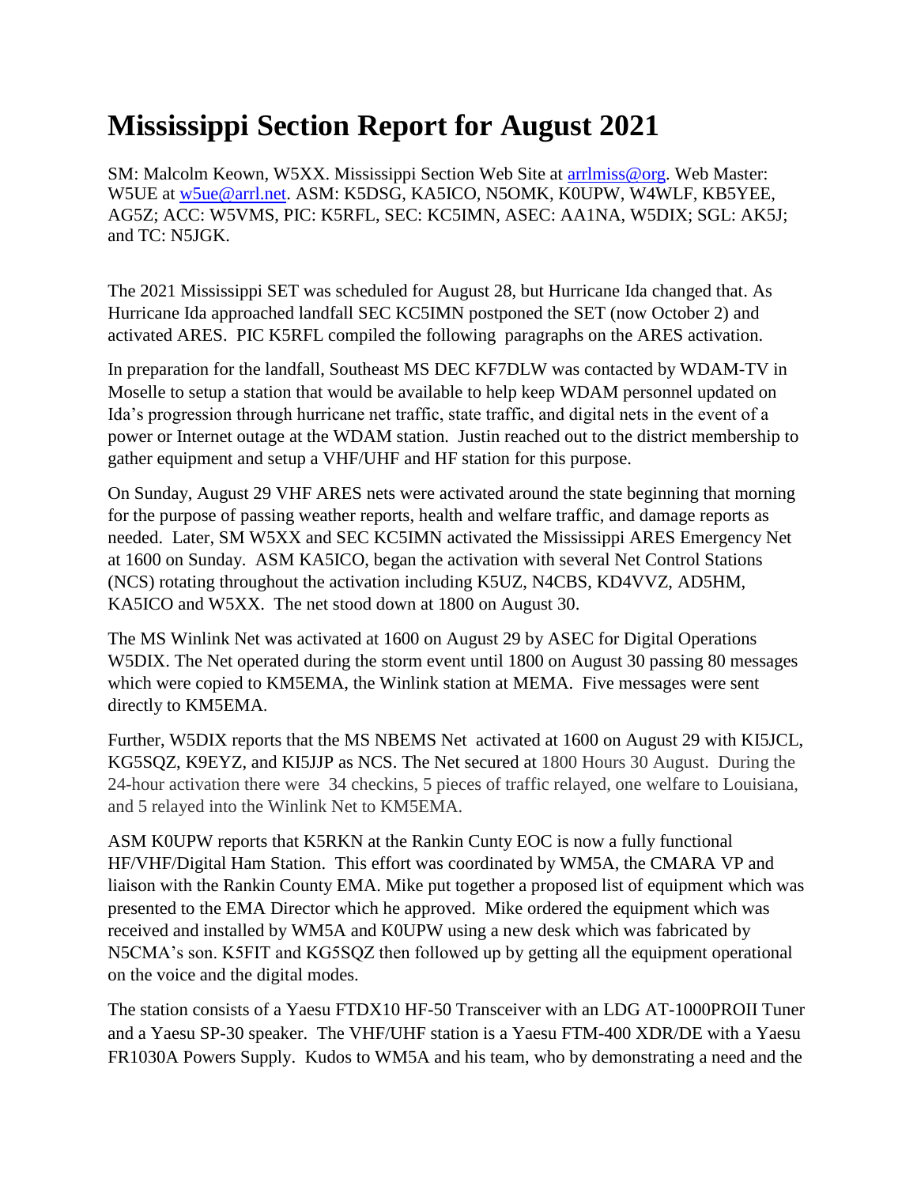# Mississippi Section Report for August 2021

SM: Malcolm Keown, W5XX. Mississippi Section Web Site at arrlmiss@org. Web Master: W5UE at w5ue@arrl.net. ASM: K5DSG, KA5ICO, N5OMK, K0UPW, W4WLF, KB5YEE, AG5Z; ACC: W5VMS, PIC: K5RFL, SEC: KC5IMN, ASEC: AA1NA, W5DIX; SGL: AK5J; and TC: N5JGK.

The 2021 Mississippi SET was scheduled for August 28, but Hurricane Ida changed that. As Hurricane Ida approached landfall SEC KC5IMN postponed the SET (now October 2) and activated ARES. PIC K5RFL compiled the following paragraphs on the ARES activation.

In preparation for the landfall, Southeast MS DEC KF7DLW was contacted by WDAM-TV in Moselle to setup a station that would be available to help keep WDAM personnel updated on Ida's progression through hurricane net traffic, state traffic, and digital nets in the event of a power or Internet outage at the WDAM station. Justin reached out to the district membership to gather equipment and setup a VHF/UHF and HF station for this purpose.

On Sunday, August 29 VHF ARES nets were activated around the state beginning that morning for the purpose of passing weather reports, health and welfare traffic, and damage reports as needed. Later, SM W5XX and SEC KC5IMN activated the Mississippi ARES Emergency Net at 1600 on Sunday. ASM KA5ICO, began the activation with several Net Control Stations (NCS) rotating throughout the activation including K5UZ, N4CBS, KD4VVZ, AD5HM, KA5ICO and W5XX. The net stood down at 1800 on August 30.

The MS Winlink Net was activated at 1600 on August 29 by ASEC for Digital Operations W5DIX. The Net operated during the storm event until 1800 on August 30 passing 80 messages which were copied to KM5EMA, the Winlink station at MEMA. Five messages were sent directly to KM5EMA.

Further, W5DIX reports that the MS NBEMS Net activated at 1600 on August 29 with KI5JCL, KG5SQZ, K9EYZ, and KI5JJP as NCS. The Net secured at 1800 Hours 30 August. During the 24-hour activation there were 34 checkins, 5 pieces of traffic relayed, one welfare to Louisiana, and 5 relayed into the Winlink Net to KM5EMA.

ASM K0UPW reports that K5RKN at the Rankin Cunty EOC is now a fully functional HF/VHF/Digital Ham Station. This effort was coordinated by WM5A, the CMARA VP and liaison with the Rankin County EMA. Mike put together a proposed list of equipment which was presented to the EMA Director which he approved. Mike ordered the equipment which was received and installed by WM5A and K0UPW using a new desk which was fabricated by N5CMA's son. K5FIT and KG5SQZ then followed up by getting all the equipment operational on the voice and the digital modes.

The station consists of a Yaesu FTDX10 HF-50 Transceiver with an LDG AT-1000PROII Tuner and a Yaesu SP-30 speaker. The VHF/UHF station is a Yaesu FTM-400 XDR/DE with a Yaesu FR1030A Powers Supply. Kudos to WM5A and his team, who by demonstrating a need and the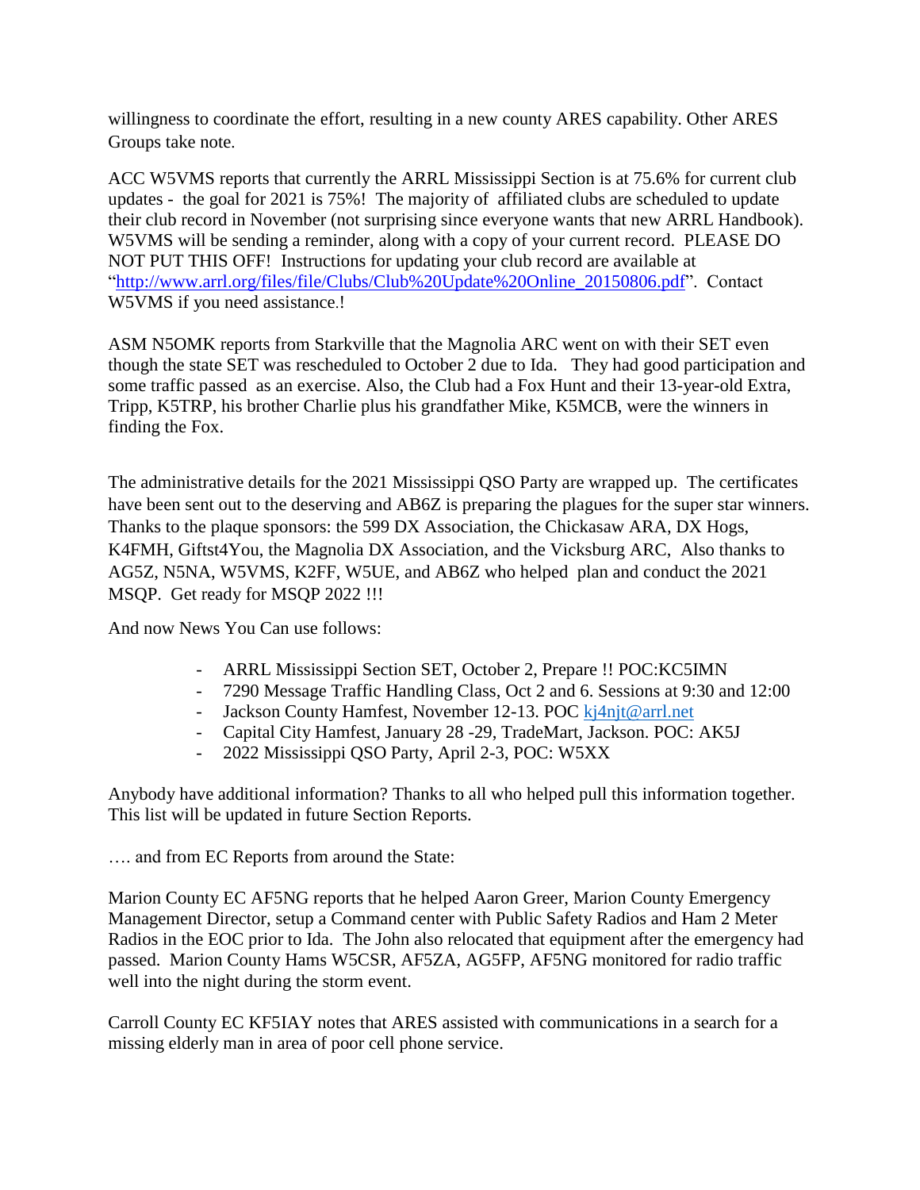willingness to coordinate the effort, resulting in a new county ARES capability. Other ARES Groups take note.

ACC W5VMS reports that currently the ARRL Mississippi Section is at 75.6% for current club updates - the goal for 2021 is 75%! The majority of affiliated clubs are scheduled to update their club record in November (not surprising since everyone wants that new ARRL Handbook). W5VMS will be sending a reminder, along with a copy of your current record. PLEASE DO NOT PUT THIS OFF! Instructions for updating your club record are available at "[http://www.arrl.org/files/file/Clubs/Club%20Update%20Online_20150806.pdf](http://www.arrl.org/files/file/Clubs/Club%20Update%20Online_20150806.pdf)". Contact W5VMS if you need assistance.!

ASM N5OMK reports from Starkville that the Magnolia ARC went on with their SET even though the state SET was rescheduled to October 2 due to Ida. They had good participation and some traffic passed as an exercise. Also, the Club had a Fox Hunt and their 13-year-old Extra, Tripp, K5TRP, his brother Charlie plus his grandfather Mike, K5MCB, were the winners in finding the Fox.

The administrative details for the 2021 Mississippi QSO Party are wrapped up. The certificates have been sent out to the deserving and AB6Z is preparing the plagues for the super star winners. Thanks to the plaque sponsors: the 599 DX Association, the Chickasaw ARA, DX Hogs, K4FMH, Giftst4You, the Magnolia DX Association, and the Vicksburg ARC, Also thanks to AG5Z, N5NA, W5VMS, K2FF, W5UE, and AB6Z who helped plan and conduct the 2021 MSQP. Get ready for MSQP 2022 !!!

And now News You Can use follows:

- ARRL Mississippi Section SET, October 2, Prepare !! POC:KC5IMN
- 7290 Message Traffic Handling Class, Oct 2 and 6. Sessions at 9:30 and 12:00
- Jackson County Hamfest, November 12-13. POC [kj4njt@arrl.net](mailto:kj4njt@arrl.net)
- Capital City Hamfest, January 28 -29, TradeMart, Jackson. POC: AK5J
- 2022 Mississippi QSO Party, April 2-3, POC: W5XX

Anybody have additional information? Thanks to all who helped pull this information together. This list will be updated in future Section Reports.

…. and from EC Reports from around the State:

Marion County EC AF5NG reports that he helped Aaron Greer, Marion County Emergency Management Director, setup a Command center with Public Safety Radios and Ham 2 Meter Radios in the EOC prior to Ida. The John also relocated that equipment after the emergency had passed. Marion County Hams W5CSR, AF5ZA, AG5FP, AF5NG monitored for radio traffic well into the night during the storm event.

Carroll County EC KF5IAY notes that ARES assisted with communications in a search for a missing elderly man in area of poor cell phone service.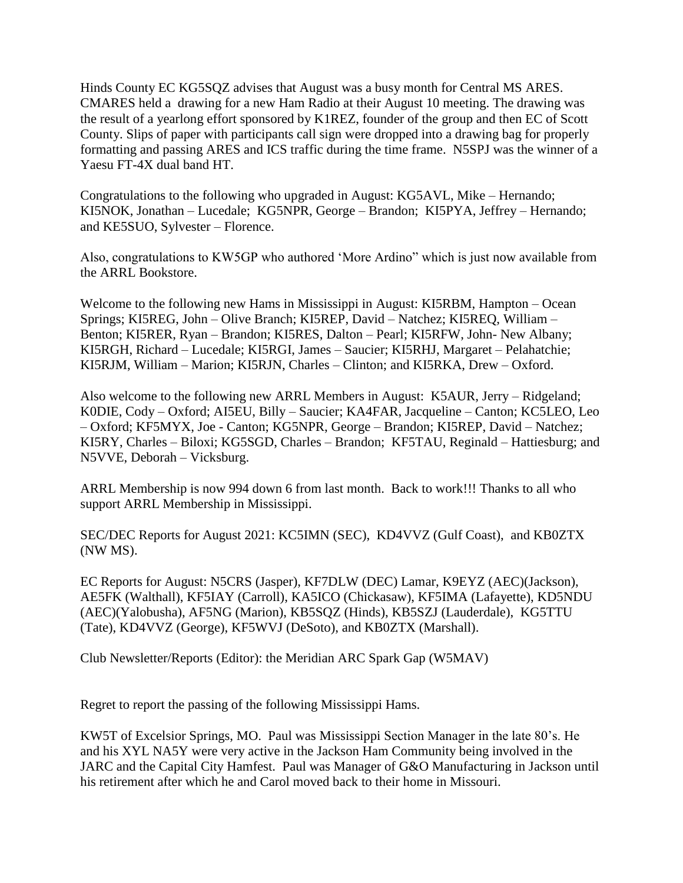Hinds County EC KG5SQZ advises that August was a busy month for Central MS ARES. CMARES held a drawing for a new Ham Radio at their August 10 meeting. The drawing was the result of a yearlong effort sponsored by K1REZ, founder of the group and then EC of Scott County. Slips of paper with participants call sign were dropped into a drawing bag for properly formatting and passing ARES and ICS traffic during the time frame. N5SPJ was the winner of a Yaesu FT-4X dual band HT.

Congratulations to the following who upgraded in August: KG5AVL, Mike – Hernando; KI5NOK, Jonathan – Lucedale; KG5NPR, George – Brandon; KI5PYA, Jeffrey – Hernando; and KE5SUO, Sylvester – Florence.

Also, congratulations to KW5GP who authored 'More Ardino" which is just now available from the ARRL Bookstore.

Welcome to the following new Hams in Mississippi in August: KI5RBM, Hampton – Ocean Springs; KI5REG, John – Olive Branch; KI5REP, David – Natchez; KI5REQ, William – Benton; KI5RER, Ryan – Brandon; KI5RES, Dalton – Pearl; KI5RFW, John- New Albany; KI5RGH, Richard – Lucedale; KI5RGI, James – Saucier; KI5RHJ, Margaret – Pelahatchie; KI5RJM, William – Marion; KI5RJN, Charles – Clinton; and KI5RKA, Drew – Oxford.

Also welcome to the following new ARRL Members in August: K5AUR, Jerry – Ridgeland; K0DIE, Cody – Oxford; AI5EU, Billy – Saucier; KA4FAR, Jacqueline – Canton; KC5LEO, Leo – Oxford; KF5MYX, Joe - Canton; KG5NPR, George – Brandon; KI5REP, David – Natchez; KI5RY, Charles – Biloxi; KG5SGD, Charles – Brandon; KF5TAU, Reginald – Hattiesburg; and N5VVE, Deborah – Vicksburg.

ARRL Membership is now 994 down 6 from last month. Back to work!!! Thanks to all who support ARRL Membership in Mississippi.

SEC/DEC Reports for August 2021: KC5IMN (SEC), KD4VVZ (Gulf Coast), and KB0ZTX (NW MS).

EC Reports for August: N5CRS (Jasper), KF7DLW (DEC) Lamar, K9EYZ (AEC)(Jackson), AE5FK (Walthall), KF5IAY (Carroll), KA5ICO (Chickasaw), KF5IMA (Lafayette), KD5NDU (AEC)(Yalobusha), AF5NG (Marion), KB5SQZ (Hinds), KB5SZJ (Lauderdale), KG5TTU (Tate), KD4VVZ (George), KF5WVJ (DeSoto), and KB0ZTX (Marshall).

Club Newsletter/Reports (Editor): the Meridian ARC Spark Gap (W5MAV)

Regret to report the passing of the following Mississippi Hams.

KW5T of Excelsior Springs, MO. Paul was Mississippi Section Manager in the late 80's. He and his XYL NA5Y were very active in the Jackson Ham Community being involved in the JARC and the Capital City Hamfest. Paul was Manager of G&O Manufacturing in Jackson until his retirement after which he and Carol moved back to their home in Missouri.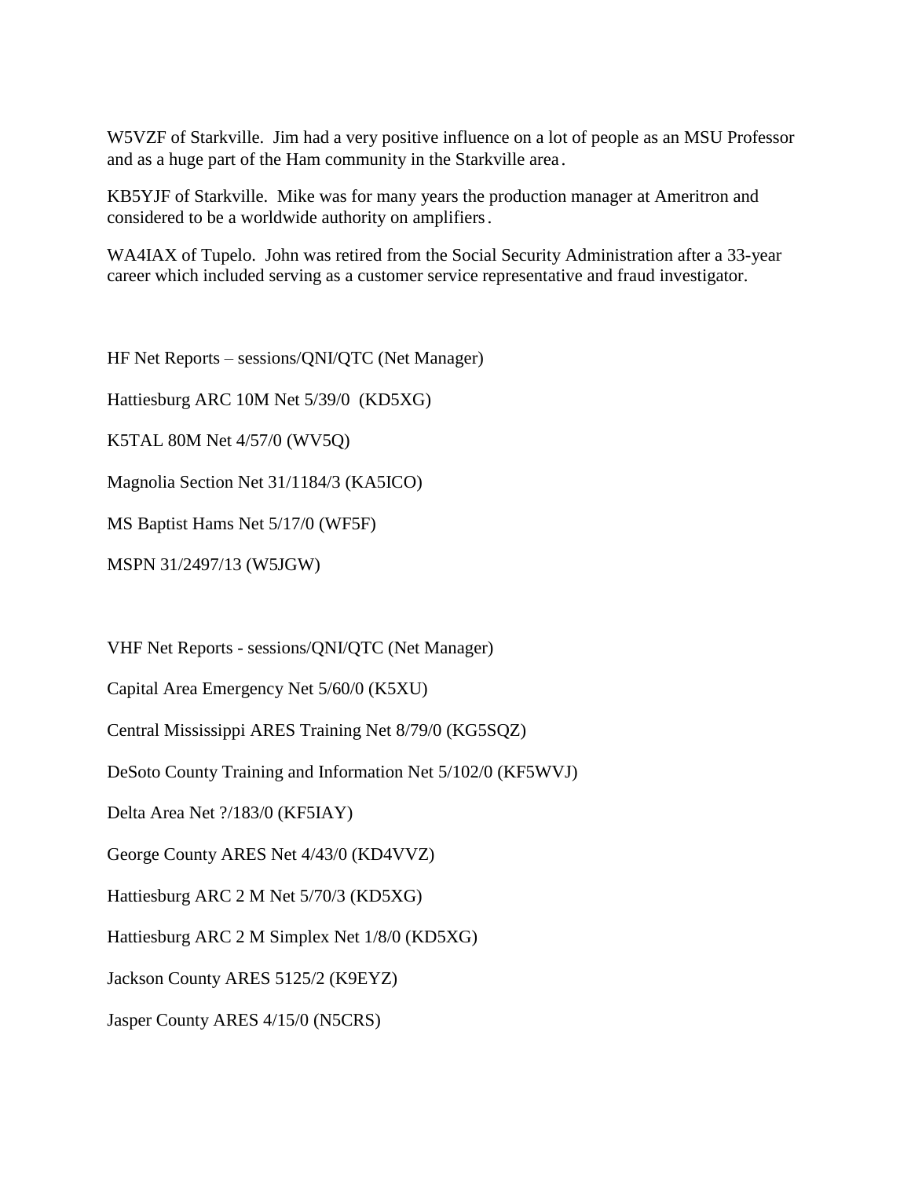W5VZF of Starkville. Jim had a very positive influence on a lot of people as an MSU Professor and as a huge part of the Ham community in the Starkville area.

KB5YJF of Starkville. Mike was for many years the production manager at Ameritron and considered to be a worldwide authority on amplifiers.

WA4IAX of Tupelo. John was retired from the Social Security Administration after a 33-year career which included serving as a customer service representative and fraud investigator.

HF Net Reports – sessions/QNI/QTC (Net Manager)

Hattiesburg ARC 10M Net 5/39/0 (KD5XG)

K5TAL 80M Net 4/57/0 (WV5Q)

Magnolia Section Net 31/1184/3 (KA5ICO)

MS Baptist Hams Net 5/17/0 (WF5F)

MSPN 31/2497/13 (W5JGW)

VHF Net Reports - sessions/QNI/QTC (Net Manager)

Capital Area Emergency Net 5/60/0 (K5XU)

Central Mississippi ARES Training Net 8/79/0 (KG5SQZ)

DeSoto County Training and Information Net 5/102/0 (KF5WVJ)

Delta Area Net ?/183/0 (KF5IAY)

George County ARES Net 4/43/0 (KD4VVZ)

Hattiesburg ARC 2 M Net 5/70/3 (KD5XG)

Hattiesburg ARC 2 M Simplex Net 1/8/0 (KD5XG)

Jackson County ARES 5125/2 (K9EYZ)

Jasper County ARES 4/15/0 (N5CRS)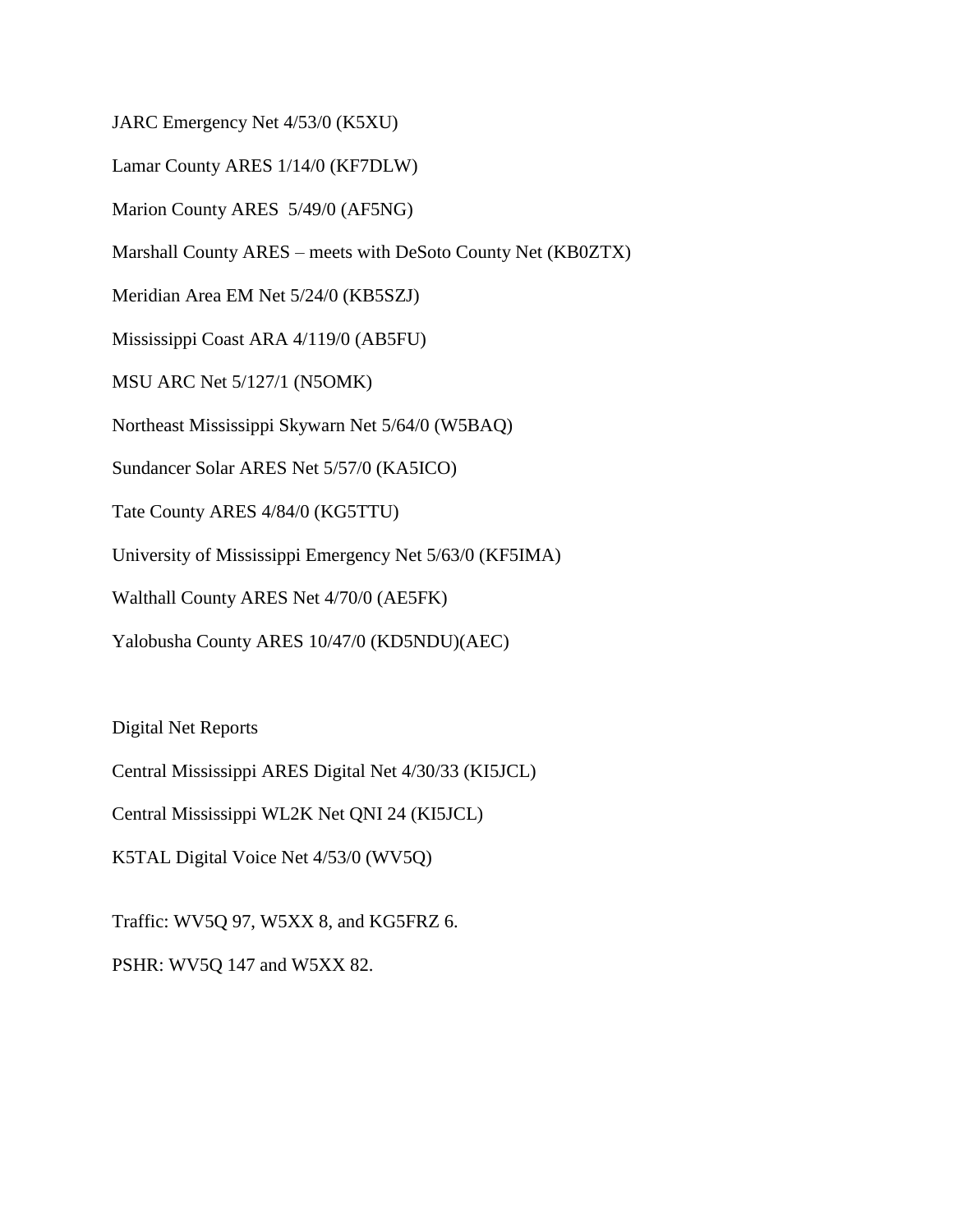JARC Emergency Net 4/53/0 (K5XU)

Lamar County ARES 1/14/0 (KF7DLW)

Marion County ARES  5/49/0 (AF5NG)

Marshall County ARES – meets with DeSoto County Net (KB0ZTX)

Meridian Area EM Net 5/24/0 (KB5SZJ)

Mississippi Coast ARA 4/119/0 (AB5FU)

MSU ARC Net 5/127/1 (N5OMK)

Northeast Mississippi Skywarn Net 5/64/0 (W5BAQ)

Sundancer Solar ARES Net 5/57/0 (KA5ICO)

Tate County ARES 4/84/0 (KG5TTU)

University of Mississippi Emergency Net 5/63/0 (KF5IMA)

Walthall County ARES Net 4/70/0 (AE5FK)

Yalobusha County ARES 10/47/0 (KD5NDU)(AEC)

Digital Net Reports

Central Mississippi ARES Digital Net 4/30/33 (KI5JCL)

Central Mississippi WL2K Net QNI 24 (KI5JCL)

K5TAL Digital Voice Net 4/53/0 (WV5Q)

Traffic: WV5Q 97, W5XX 8, and KG5FRZ 6.

PSHR: WV5Q 147 and W5XX 82.